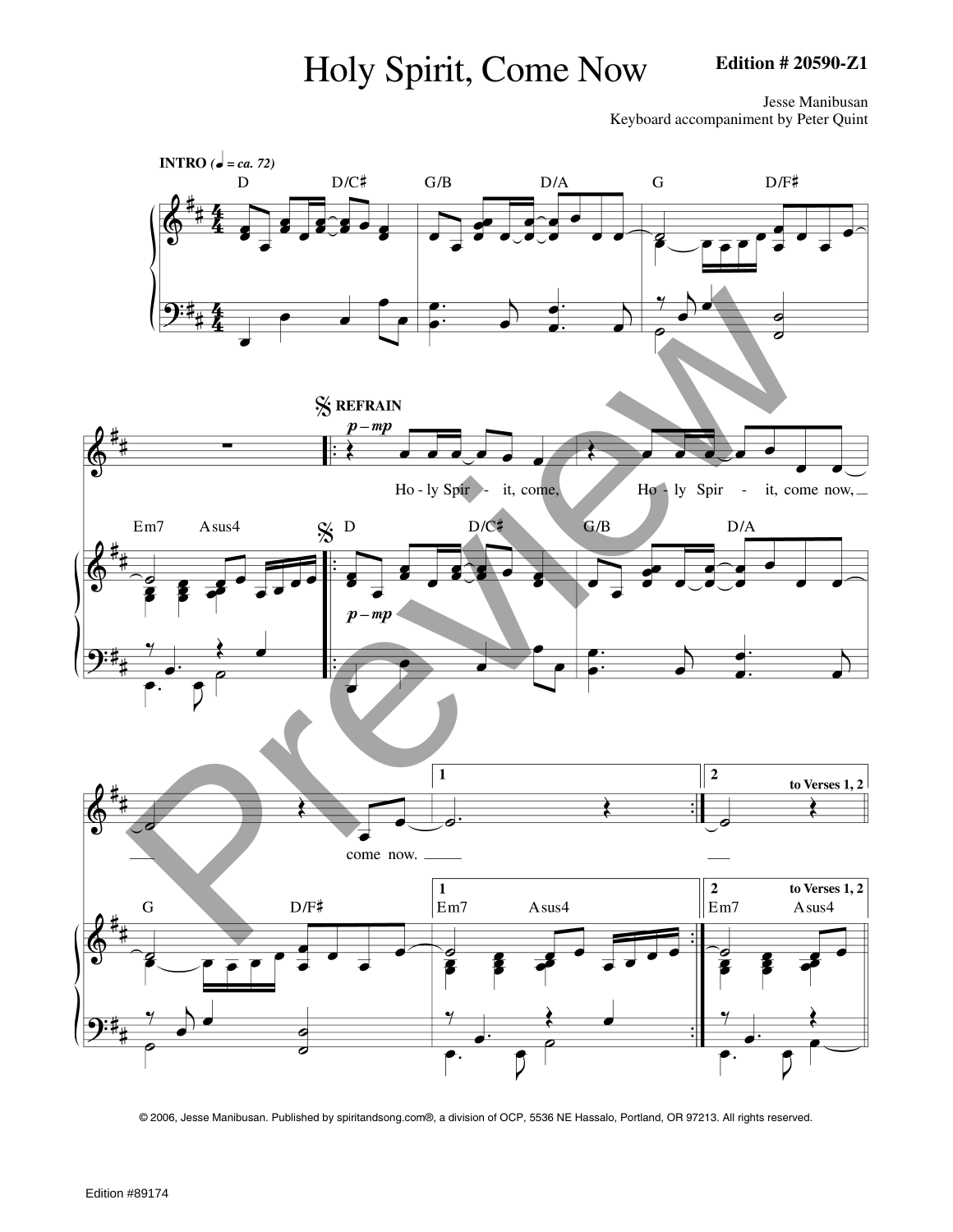# Holy Spirit, Come Now

**Edition # 20590-Z1**

Jesse Manibusan
Keyboard accompaniment by Peter Quint

**INTRO** (♩ = ca. 72)

D D/C♯ G/B D/A G D/F♯

Em7 Asus4

**REFRAIN**

*p – mp*

D D/C♯ G/B D/A

Ho - ly Spir - it, come, Ho - ly Spir - it, come now,

G D/F♯

come now.

1 Em7 Asus4

2 Em7 Asus4 **to Verses 1, 2**

© 2006, Jesse Manibusan. Published by spiritandsong.com®, a division of OCP, 5536 NE Hassalo, Portland, OR 97213. All rights reserved.

Edition #89174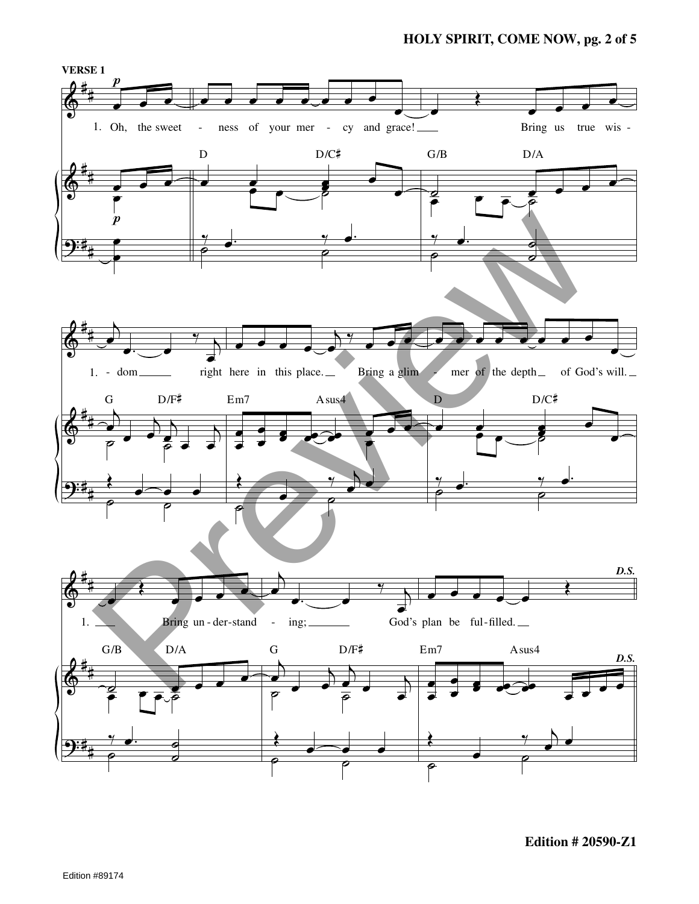**VERSE 1**

1. Oh, the sweetness of your mercy and grace! Bring us true wisdom right here in this place. Bring a glimmer of the depth of God's will. Bring understanding; God's plan be fulfilled.

D D/C♯ G/B D/A G D/F♯ Em7 Asus4 D D/C♯ G/B D/A G D/F♯ Em7 Asus4

*D.S.*

**Edition # 20590-Z1**

Edition #89174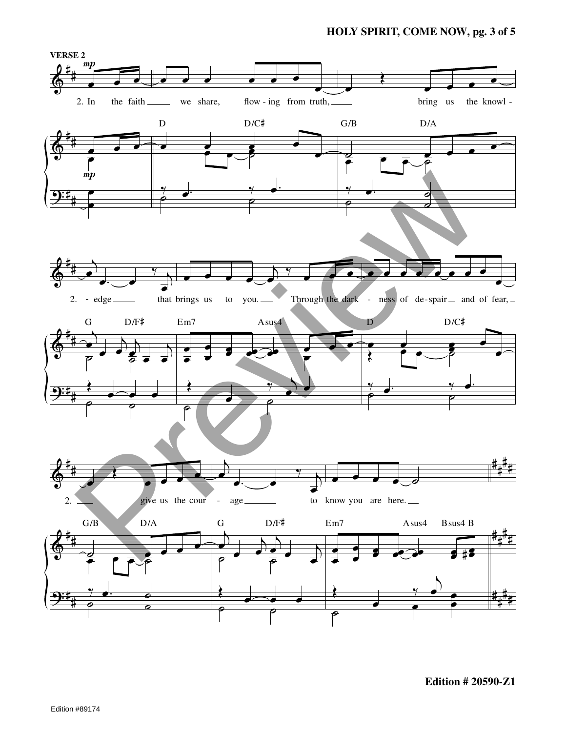**VERSE 2**

*mp*

2. In the faith we share, flow-ing from truth, bring us the knowl-edge that brings us to you. Through the dark-ness of de-spair and of fear, give us the cour-age to know you are here.

D D/C♯ G/B D/A

G D/F♯ Em7 Asus4 D D/C♯

G/B D/A G D/F♯ Em7 Asus4 Bsus4 B

Edition # 20590-Z1

Edition #89174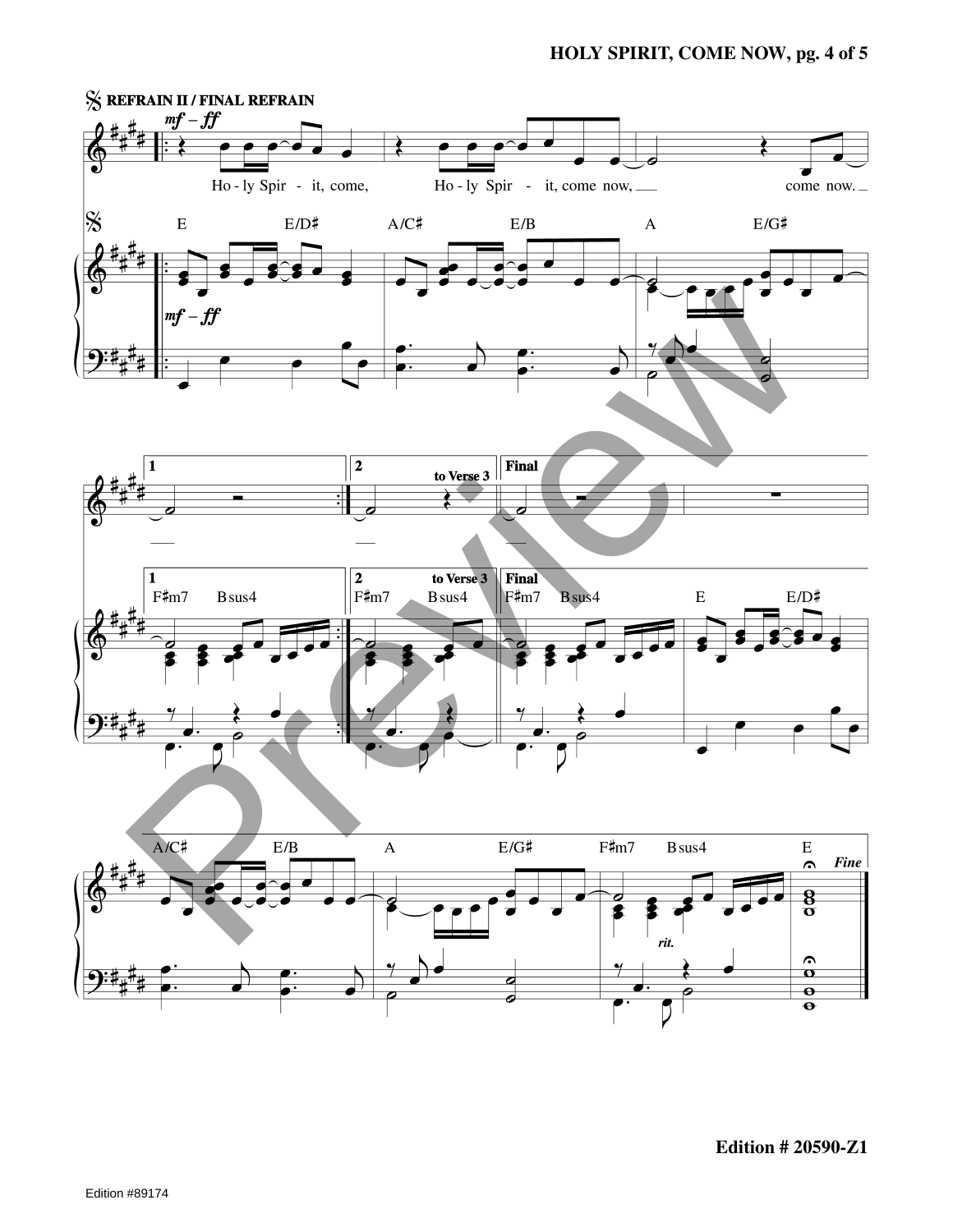**REFRAIN II / FINAL REFRAIN**

*mf – ff*

Ho - ly Spir - it, come, Ho - ly Spir - it, come now, come now.

E E/D♯ A/C♯ E/B A E/G♯

1 F♯m7 Bsus4

2 F♯m7 Bsus4 to Verse 3

Final F♯m7 Bsus4 E E/D♯

A/C♯ E/B A E/G♯ F♯m7 Bsus4 E

*rit.*

*Fine*

**Edition # 20590-Z1**

Edition #89174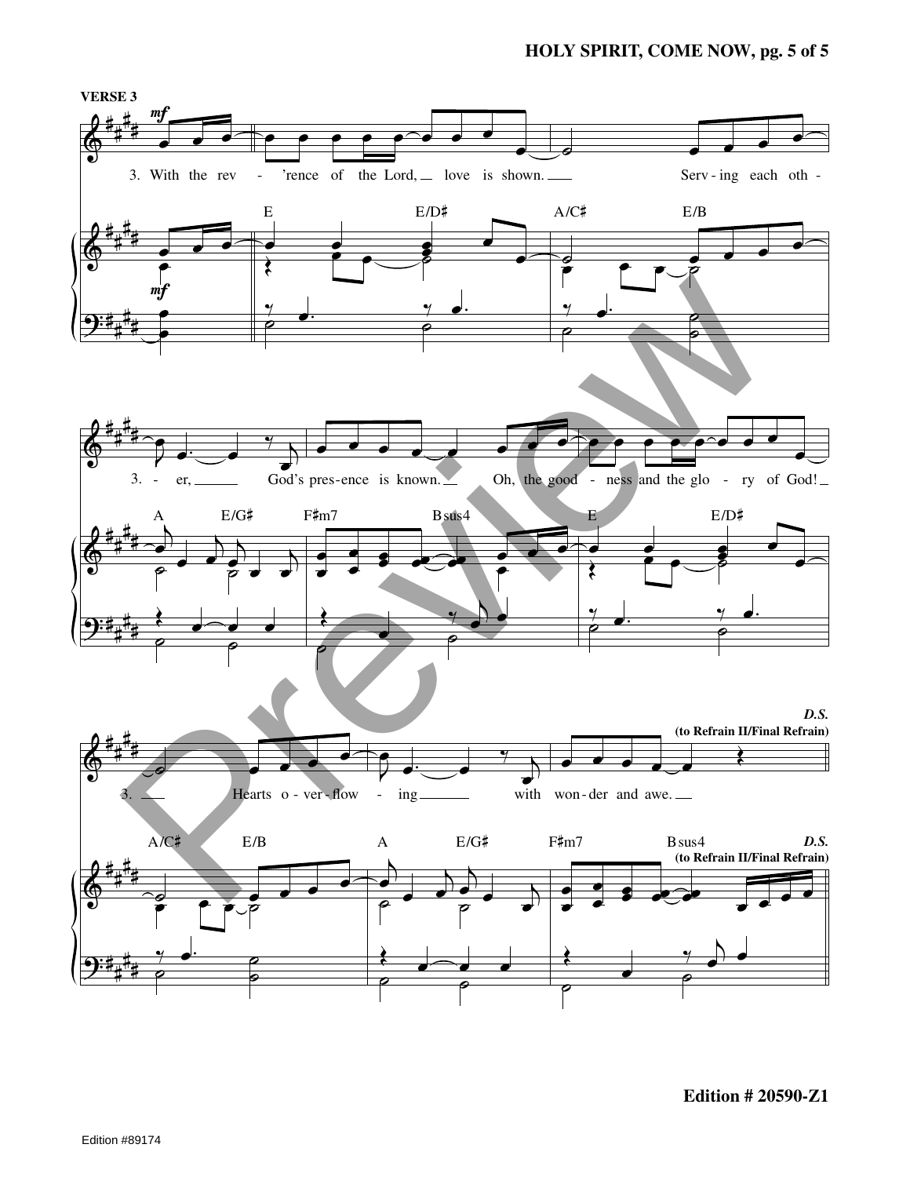**VERSE 3**

*mf*

3. With the rev - 'rence of the Lord, love is shown. Serv - ing each oth - er, God's pres - ence is known. Oh, the good - ness and the glo - ry of God! Hearts o - ver - flow - ing with won - der and awe.

E E/D♯ A/C♯ E/B

A E/G♯ F♯m7 Bsus4 E E/D♯

A/C♯ E/B A E/G♯ F♯m7 Bsus4

***D.S.***
**(to Refrain II/Final Refrain)**

**Edition # 20590-Z1**

Edition #89174